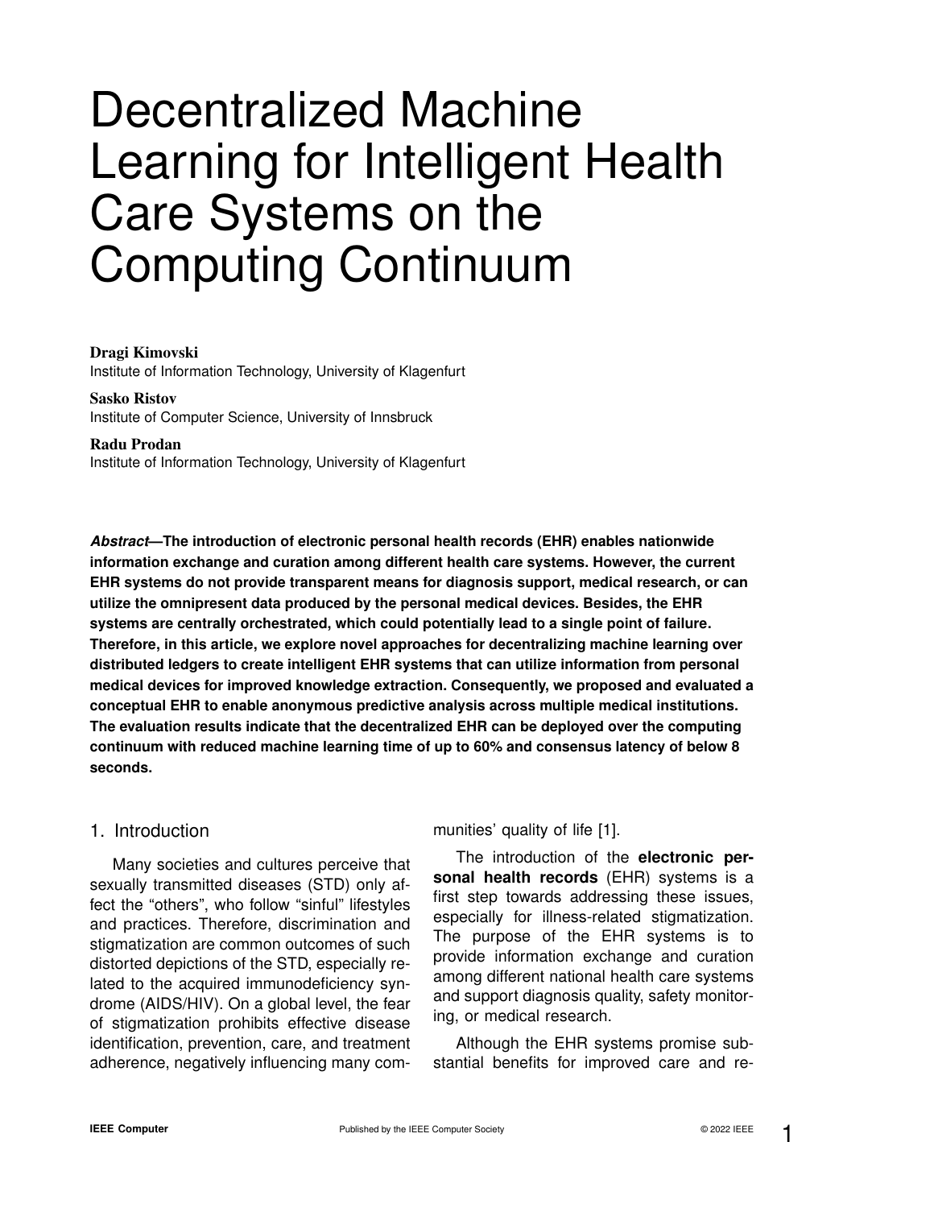# Decentralized Machine Learning for Intelligent Health Care Systems on the Computing Continuum

**Dragi Kimovski**
Institute of Information Technology, University of Klagenfurt

**Sasko Ristov**
Institute of Computer Science, University of Innsbruck

**Radu Prodan**
Institute of Information Technology, University of Klagenfurt

***Abstract*—The introduction of electronic personal health records (EHR) enables nationwide information exchange and curation among different health care systems. However, the current EHR systems do not provide transparent means for diagnosis support, medical research, or can utilize the omnipresent data produced by the personal medical devices. Besides, the EHR systems are centrally orchestrated, which could potentially lead to a single point of failure. Therefore, in this article, we explore novel approaches for decentralizing machine learning over distributed ledgers to create intelligent EHR systems that can utilize information from personal medical devices for improved knowledge extraction. Consequently, we proposed and evaluated a conceptual EHR to enable anonymous predictive analysis across multiple medical institutions. The evaluation results indicate that the decentralized EHR can be deployed over the computing continuum with reduced machine learning time of up to 60% and consensus latency of below 8 seconds.**

## 1. Introduction

Many societies and cultures perceive that sexually transmitted diseases (STD) only affect the "others", who follow "sinful" lifestyles and practices. Therefore, discrimination and stigmatization are common outcomes of such distorted depictions of the STD, especially related to the acquired immunodeficiency syndrome (AIDS/HIV). On a global level, the fear of stigmatization prohibits effective disease identification, prevention, care, and treatment adherence, negatively influencing many communities' quality of life [1].

The introduction of the **electronic personal health records** (EHR) systems is a first step towards addressing these issues, especially for illness-related stigmatization. The purpose of the EHR systems is to provide information exchange and curation among different national health care systems and support diagnosis quality, safety monitoring, or medical research.

Although the EHR systems promise substantial benefits for improved care and re-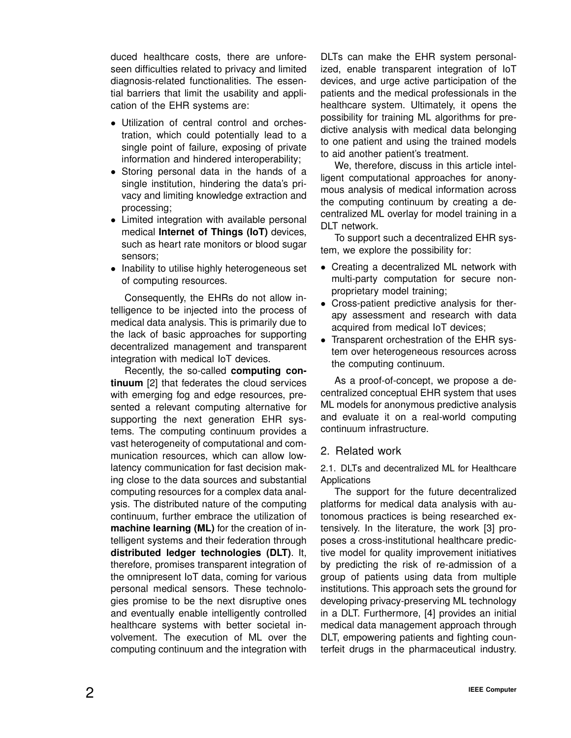duced healthcare costs, there are unforeseen difficulties related to privacy and limited diagnosis-related functionalities. The essential barriers that limit the usability and application of the EHR systems are:

- Utilization of central control and orchestration, which could potentially lead to a single point of failure, exposing of private information and hindered interoperability;
- Storing personal data in the hands of a single institution, hindering the data's privacy and limiting knowledge extraction and processing;
- Limited integration with available personal medical **Internet of Things (IoT)** devices, such as heart rate monitors or blood sugar sensors;
- Inability to utilise highly heterogeneous set of computing resources.

Consequently, the EHRs do not allow intelligence to be injected into the process of medical data analysis. This is primarily due to the lack of basic approaches for supporting decentralized management and transparent integration with medical IoT devices.

Recently, the so-called **computing continuum** [2] that federates the cloud services with emerging fog and edge resources, presented a relevant computing alternative for supporting the next generation EHR systems. The computing continuum provides a vast heterogeneity of computational and communication resources, which can allow low-latency communication for fast decision making close to the data sources and substantial computing resources for a complex data analysis. The distributed nature of the computing continuum, further embrace the utilization of **machine learning (ML)** for the creation of intelligent systems and their federation through **distributed ledger technologies (DLT)**. It, therefore, promises transparent integration of the omnipresent IoT data, coming for various personal medical sensors. These technologies promise to be the next disruptive ones and eventually enable intelligently controlled healthcare systems with better societal involvement. The execution of ML over the computing continuum and the integration with DLTs can make the EHR system personalized, enable transparent integration of IoT devices, and urge active participation of the patients and the medical professionals in the healthcare system. Ultimately, it opens the possibility for training ML algorithms for predictive analysis with medical data belonging to one patient and using the trained models to aid another patient's treatment.

We, therefore, discuss in this article intelligent computational approaches for anonymous analysis of medical information across the computing continuum by creating a decentralized ML overlay for model training in a DLT network.

To support such a decentralized EHR system, we explore the possibility for:

- Creating a decentralized ML network with multi-party computation for secure non-proprietary model training;
- Cross-patient predictive analysis for therapy assessment and research with data acquired from medical IoT devices;
- Transparent orchestration of the EHR system over heterogeneous resources across the computing continuum.

As a proof-of-concept, we propose a decentralized conceptual EHR system that uses ML models for anonymous predictive analysis and evaluate it on a real-world computing continuum infrastructure.

## 2. Related work

### 2.1. DLTs and decentralized ML for Healthcare Applications

The support for the future decentralized platforms for medical data analysis with autonomous practices is being researched extensively. In the literature, the work [3] proposes a cross-institutional healthcare predictive model for quality improvement initiatives by predicting the risk of re-admission of a group of patients using data from multiple institutions. This approach sets the ground for developing privacy-preserving ML technology in a DLT. Furthermore, [4] provides an initial medical data management approach through DLT, empowering patients and fighting counterfeit drugs in the pharmaceutical industry.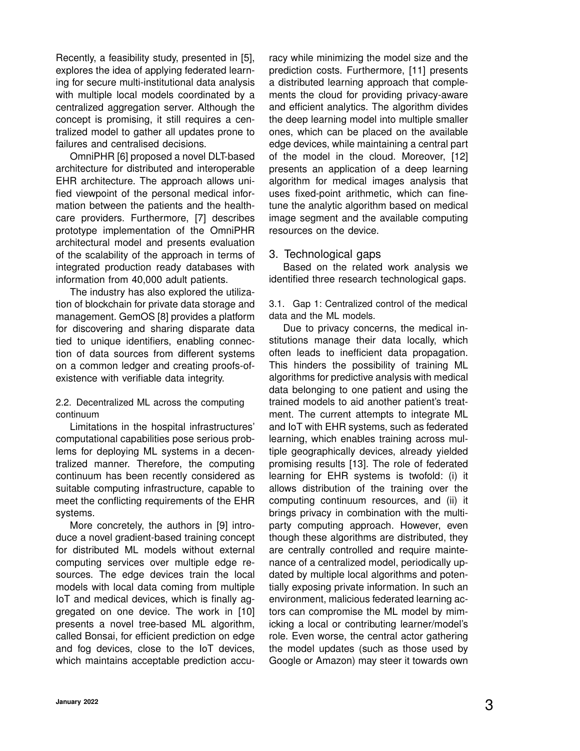Recently, a feasibility study, presented in [5], explores the idea of applying federated learning for secure multi-institutional data analysis with multiple local models coordinated by a centralized aggregation server. Although the concept is promising, it still requires a centralized model to gather all updates prone to failures and centralised decisions.

OmniPHR [6] proposed a novel DLT-based architecture for distributed and interoperable EHR architecture. The approach allows unified viewpoint of the personal medical information between the patients and the healthcare providers. Furthermore, [7] describes prototype implementation of the OmniPHR architectural model and presents evaluation of the scalability of the approach in terms of integrated production ready databases with information from 40,000 adult patients.

The industry has also explored the utilization of blockchain for private data storage and management. GemOS [8] provides a platform for discovering and sharing disparate data tied to unique identifiers, enabling connection of data sources from different systems on a common ledger and creating proofs-of-existence with verifiable data integrity.

### 2.2. Decentralized ML across the computing continuum

Limitations in the hospital infrastructures' computational capabilities pose serious problems for deploying ML systems in a decentralized manner. Therefore, the computing continuum has been recently considered as suitable computing infrastructure, capable to meet the conflicting requirements of the EHR systems.

More concretely, the authors in [9] introduce a novel gradient-based training concept for distributed ML models without external computing services over multiple edge resources. The edge devices train the local models with local data coming from multiple IoT and medical devices, which is finally aggregated on one device. The work in [10] presents a novel tree-based ML algorithm, called Bonsai, for efficient prediction on edge and fog devices, close to the IoT devices, which maintains acceptable prediction accuracy while minimizing the model size and the prediction costs. Furthermore, [11] presents a distributed learning approach that complements the cloud for providing privacy-aware and efficient analytics. The algorithm divides the deep learning model into multiple smaller ones, which can be placed on the available edge devices, while maintaining a central part of the model in the cloud. Moreover, [12] presents an application of a deep learning algorithm for medical images analysis that uses fixed-point arithmetic, which can fine-tune the analytic algorithm based on medical image segment and the available computing resources on the device.

## 3. Technological gaps

Based on the related work analysis we identified three research technological gaps.

### 3.1. Gap 1: Centralized control of the medical data and the ML models.

Due to privacy concerns, the medical institutions manage their data locally, which often leads to inefficient data propagation. This hinders the possibility of training ML algorithms for predictive analysis with medical data belonging to one patient and using the trained models to aid another patient's treatment. The current attempts to integrate ML and IoT with EHR systems, such as federated learning, which enables training across multiple geographically devices, already yielded promising results [13]. The role of federated learning for EHR systems is twofold: (i) it allows distribution of the training over the computing continuum resources, and (ii) it brings privacy in combination with the multi-party computing approach. However, even though these algorithms are distributed, they are centrally controlled and require maintenance of a centralized model, periodically updated by multiple local algorithms and potentially exposing private information. In such an environment, malicious federated learning actors can compromise the ML model by mimicking a local or contributing learner/model's role. Even worse, the central actor gathering the model updates (such as those used by Google or Amazon) may steer it towards own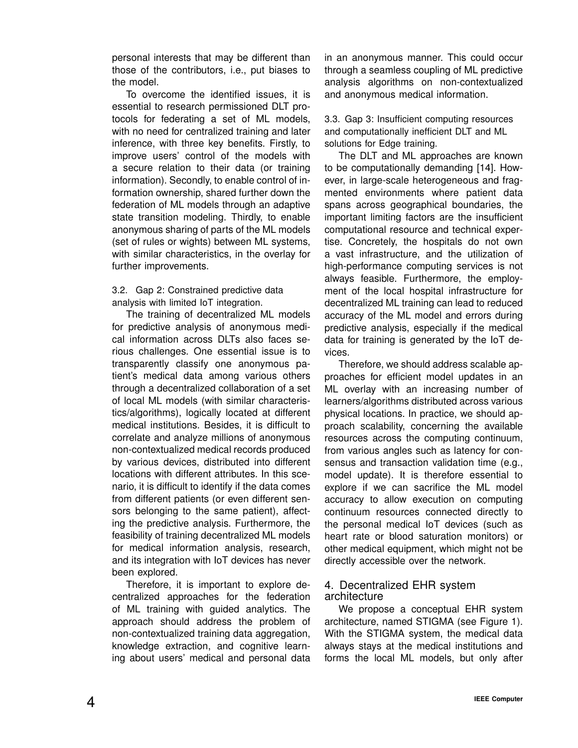personal interests that may be different than those of the contributors, i.e., put biases to the model.

To overcome the identified issues, it is essential to research permissioned DLT protocols for federating a set of ML models, with no need for centralized training and later inference, with three key benefits. Firstly, to improve users' control of the models with a secure relation to their data (or training information). Secondly, to enable control of information ownership, shared further down the federation of ML models through an adaptive state transition modeling. Thirdly, to enable anonymous sharing of parts of the ML models (set of rules or wights) between ML systems, with similar characteristics, in the overlay for further improvements.

### 3.2. Gap 2: Constrained predictive data analysis with limited IoT integration.

The training of decentralized ML models for predictive analysis of anonymous medical information across DLTs also faces serious challenges. One essential issue is to transparently classify one anonymous patient's medical data among various others through a decentralized collaboration of a set of local ML models (with similar characteristics/algorithms), logically located at different medical institutions. Besides, it is difficult to correlate and analyze millions of anonymous non-contextualized medical records produced by various devices, distributed into different locations with different attributes. In this scenario, it is difficult to identify if the data comes from different patients (or even different sensors belonging to the same patient), affecting the predictive analysis. Furthermore, the feasibility of training decentralized ML models for medical information analysis, research, and its integration with IoT devices has never been explored.

Therefore, it is important to explore decentralized approaches for the federation of ML training with guided analytics. The approach should address the problem of non-contextualized training data aggregation, knowledge extraction, and cognitive learning about users' medical and personal data in an anonymous manner. This could occur through a seamless coupling of ML predictive analysis algorithms on non-contextualized and anonymous medical information.

### 3.3. Gap 3: Insufficient computing resources and computationally inefficient DLT and ML solutions for Edge training.

The DLT and ML approaches are known to be computationally demanding [14]. However, in large-scale heterogeneous and fragmented environments where patient data spans across geographical boundaries, the important limiting factors are the insufficient computational resource and technical expertise. Concretely, the hospitals do not own a vast infrastructure, and the utilization of high-performance computing services is not always feasible. Furthermore, the employment of the local hospital infrastructure for decentralized ML training can lead to reduced accuracy of the ML model and errors during predictive analysis, especially if the medical data for training is generated by the IoT devices.

Therefore, we should address scalable approaches for efficient model updates in an ML overlay with an increasing number of learners/algorithms distributed across various physical locations. In practice, we should approach scalability, concerning the available resources across the computing continuum, from various angles such as latency for consensus and transaction validation time (e.g., model update). It is therefore essential to explore if we can sacrifice the ML model accuracy to allow execution on computing continuum resources connected directly to the personal medical IoT devices (such as heart rate or blood saturation monitors) or other medical equipment, which might not be directly accessible over the network.

## 4. Decentralized EHR system architecture

We propose a conceptual EHR system architecture, named STIGMA (see Figure 1). With the STIGMA system, the medical data always stays at the medical institutions and forms the local ML models, but only after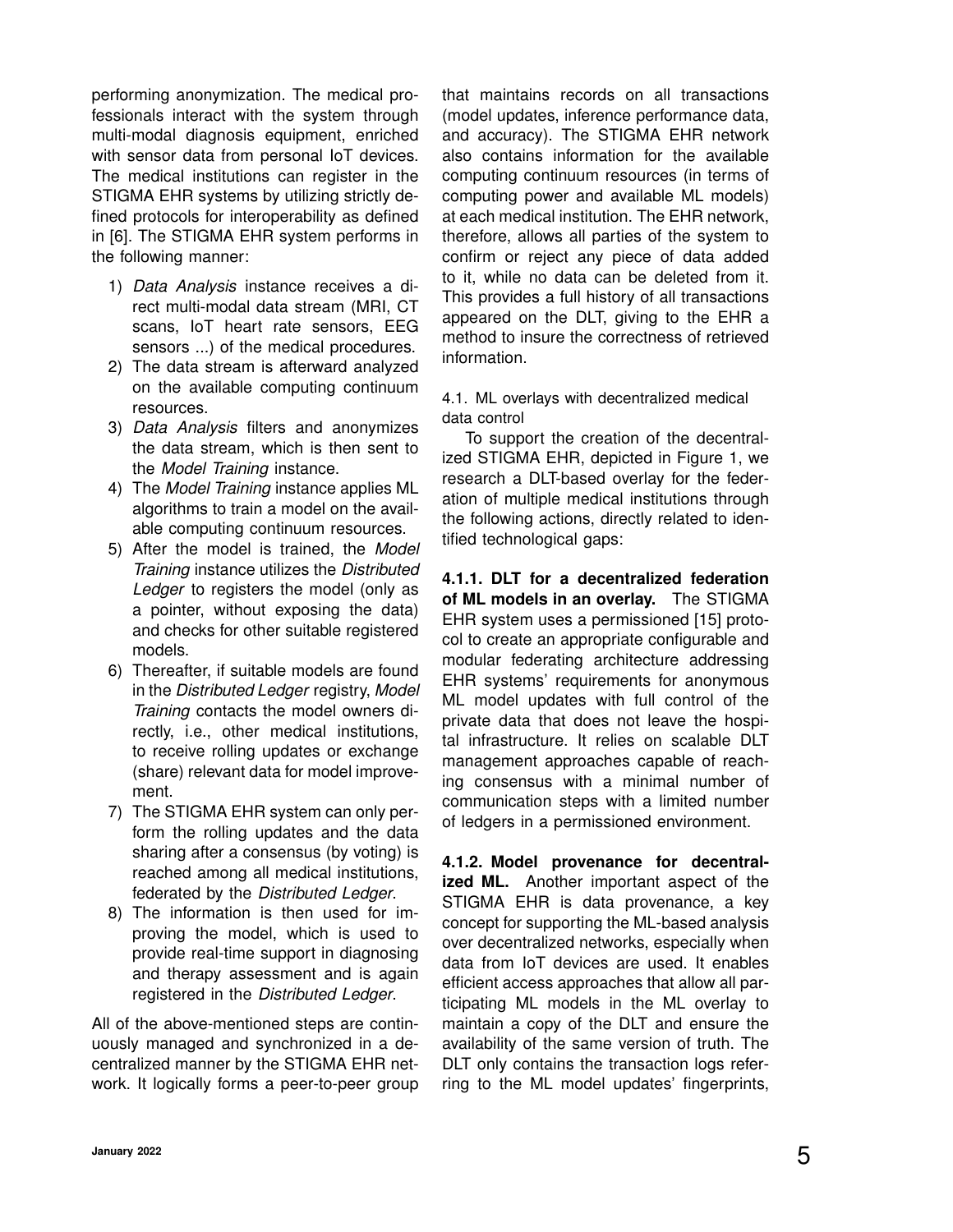performing anonymization. The medical professionals interact with the system through multi-modal diagnosis equipment, enriched with sensor data from personal IoT devices. The medical institutions can register in the STIGMA EHR systems by utilizing strictly defined protocols for interoperability as defined in [6]. The STIGMA EHR system performs in the following manner:

1) *Data Analysis* instance receives a direct multi-modal data stream (MRI, CT scans, IoT heart rate sensors, EEG sensors ...) of the medical procedures.
2) The data stream is afterward analyzed on the available computing continuum resources.
3) *Data Analysis* filters and anonymizes the data stream, which is then sent to the *Model Training* instance.
4) The *Model Training* instance applies ML algorithms to train a model on the available computing continuum resources.
5) After the model is trained, the *Model Training* instance utilizes the *Distributed Ledger* to registers the model (only as a pointer, without exposing the data) and checks for other suitable registered models.
6) Thereafter, if suitable models are found in the *Distributed Ledger* registry, *Model Training* contacts the model owners directly, i.e., other medical institutions, to receive rolling updates or exchange (share) relevant data for model improvement.
7) The STIGMA EHR system can only perform the rolling updates and the data sharing after a consensus (by voting) is reached among all medical institutions, federated by the *Distributed Ledger*.
8) The information is then used for improving the model, which is used to provide real-time support in diagnosing and therapy assessment and is again registered in the *Distributed Ledger*.

All of the above-mentioned steps are continuously managed and synchronized in a decentralized manner by the STIGMA EHR network. It logically forms a peer-to-peer group that maintains records on all transactions (model updates, inference performance data, and accuracy). The STIGMA EHR network also contains information for the available computing continuum resources (in terms of computing power and available ML models) at each medical institution. The EHR network, therefore, allows all parties of the system to confirm or reject any piece of data added to it, while no data can be deleted from it. This provides a full history of all transactions appeared on the DLT, giving to the EHR a method to insure the correctness of retrieved information.

### 4.1. ML overlays with decentralized medical data control

To support the creation of the decentralized STIGMA EHR, depicted in Figure 1, we research a DLT-based overlay for the federation of multiple medical institutions through the following actions, directly related to identified technological gaps:

**4.1.1. DLT for a decentralized federation of ML models in an overlay.** The STIGMA EHR system uses a permissioned [15] protocol to create an appropriate configurable and modular federating architecture addressing EHR systems' requirements for anonymous ML model updates with full control of the private data that does not leave the hospital infrastructure. It relies on scalable DLT management approaches capable of reaching consensus with a minimal number of communication steps with a limited number of ledgers in a permissioned environment.

**4.1.2. Model provenance for decentralized ML.** Another important aspect of the STIGMA EHR is data provenance, a key concept for supporting the ML-based analysis over decentralized networks, especially when data from IoT devices are used. It enables efficient access approaches that allow all participating ML models in the ML overlay to maintain a copy of the DLT and ensure the availability of the same version of truth. The DLT only contains the transaction logs referring to the ML model updates' fingerprints,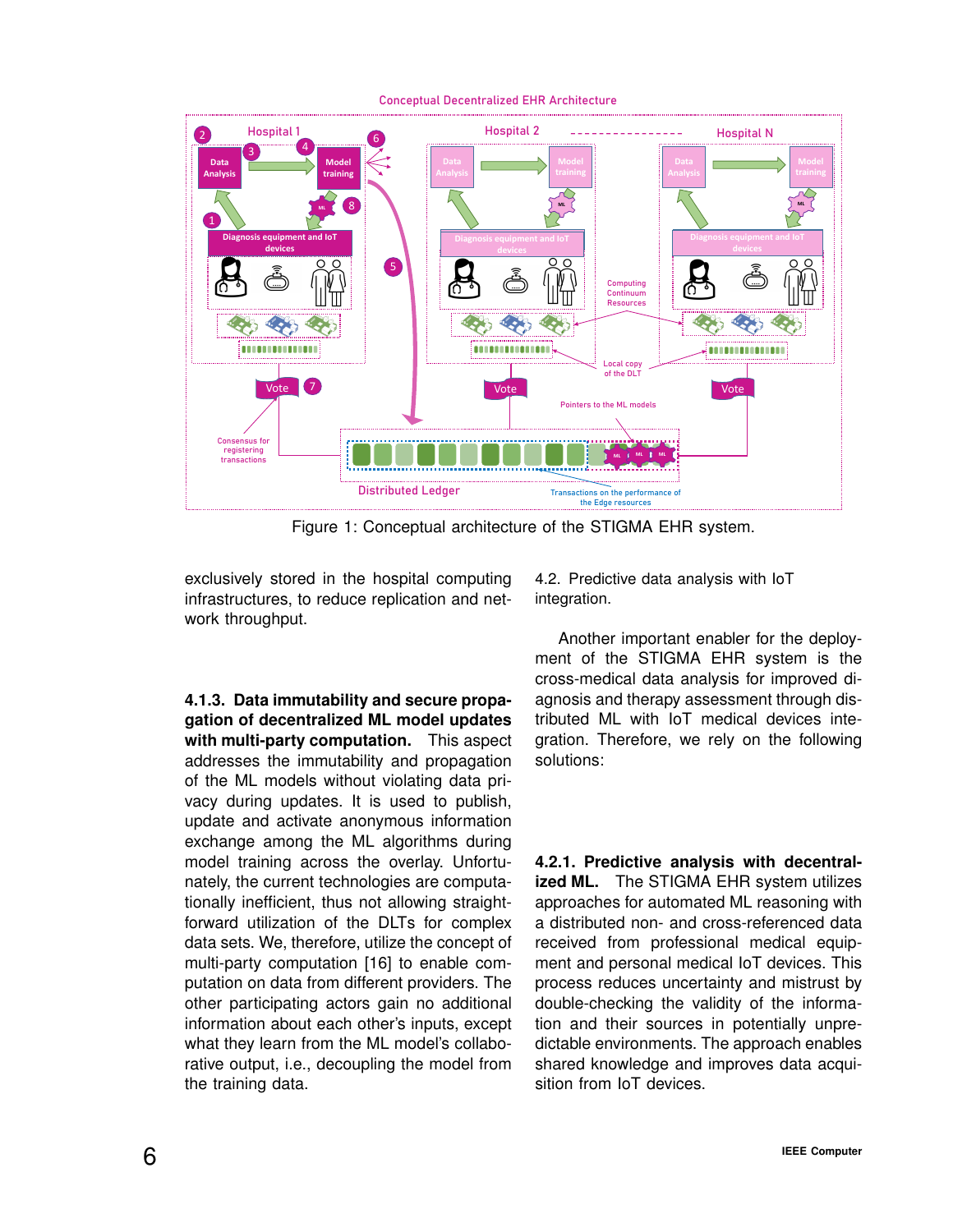Figure 1: Conceptual architecture of the STIGMA EHR system.

exclusively stored in the hospital computing infrastructures, to reduce replication and network throughput.

#### 4.1.3. Data immutability and secure propagation of decentralized ML model updates with multi-party computation.

This aspect addresses the immutability and propagation of the ML models without violating data privacy during updates. It is used to publish, update and activate anonymous information exchange among the ML algorithms during model training across the overlay. Unfortunately, the current technologies are computationally inefficient, thus not allowing straightforward utilization of the DLTs for complex data sets. We, therefore, utilize the concept of multi-party computation [16] to enable computation on data from different providers. The other participating actors gain no additional information about each other's inputs, except what they learn from the ML model's collaborative output, i.e., decoupling the model from the training data.

### 4.2. Predictive data analysis with IoT integration.

Another important enabler for the deployment of the STIGMA EHR system is the cross-medical data analysis for improved diagnosis and therapy assessment through distributed ML with IoT medical devices integration. Therefore, we rely on the following solutions:

#### 4.2.1. Predictive analysis with decentralized ML.

The STIGMA EHR system utilizes approaches for automated ML reasoning with a distributed non- and cross-referenced data received from professional medical equipment and personal medical IoT devices. This process reduces uncertainty and mistrust by double-checking the validity of the information and their sources in potentially unpredictable environments. The approach enables shared knowledge and improves data acquisition from IoT devices.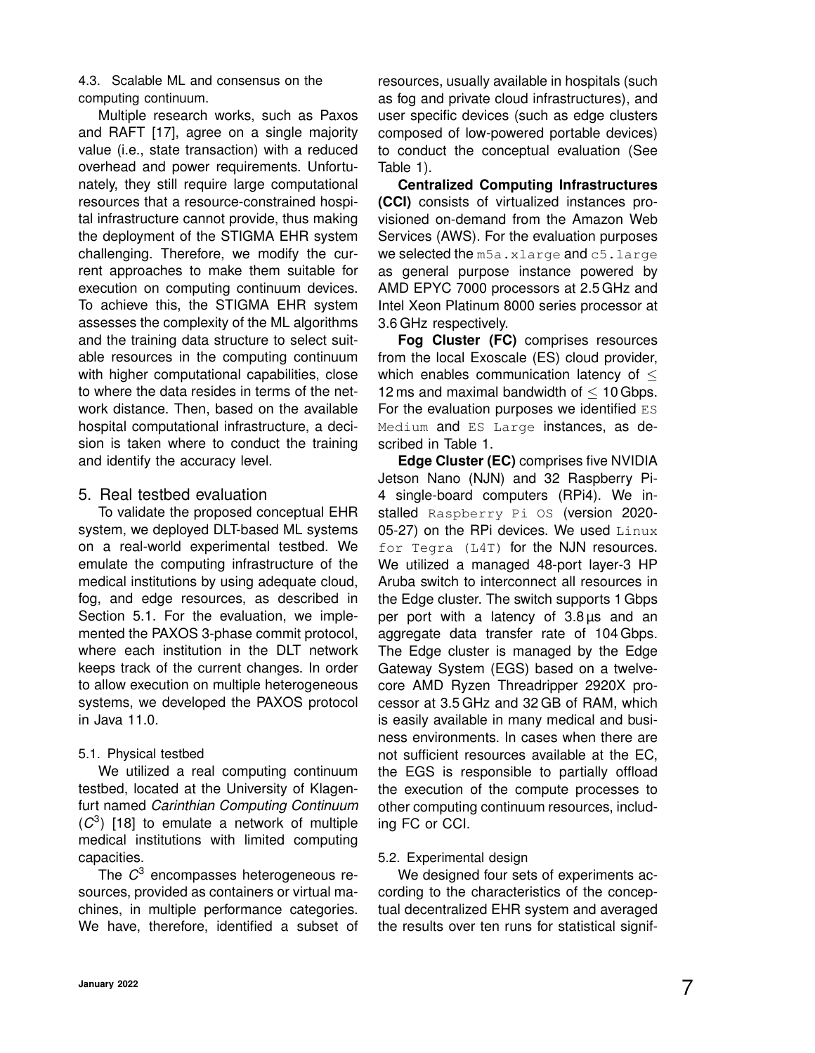### 4.3. Scalable ML and consensus on the computing continuum.

Multiple research works, such as Paxos and RAFT [17], agree on a single majority value (i.e., state transaction) with a reduced overhead and power requirements. Unfortunately, they still require large computational resources that a resource-constrained hospital infrastructure cannot provide, thus making the deployment of the STIGMA EHR system challenging. Therefore, we modify the current approaches to make them suitable for execution on computing continuum devices. To achieve this, the STIGMA EHR system assesses the complexity of the ML algorithms and the training data structure to select suitable resources in the computing continuum with higher computational capabilities, close to where the data resides in terms of the network distance. Then, based on the available hospital computational infrastructure, a decision is taken where to conduct the training and identify the accuracy level.

## 5. Real testbed evaluation

To validate the proposed conceptual EHR system, we deployed DLT-based ML systems on a real-world experimental testbed. We emulate the computing infrastructure of the medical institutions by using adequate cloud, fog, and edge resources, as described in Section 5.1. For the evaluation, we implemented the PAXOS 3-phase commit protocol, where each institution in the DLT network keeps track of the current changes. In order to allow execution on multiple heterogeneous systems, we developed the PAXOS protocol in Java 11.0.

### 5.1. Physical testbed

We utilized a real computing continuum testbed, located at the University of Klagenfurt named *Carinthian Computing Continuum* ($C^3$) [18] to emulate a network of multiple medical institutions with limited computing capacities.

The $C^3$ encompasses heterogeneous resources, provided as containers or virtual machines, in multiple performance categories. We have, therefore, identified a subset of resources, usually available in hospitals (such as fog and private cloud infrastructures), and user specific devices (such as edge clusters composed of low-powered portable devices) to conduct the conceptual evaluation (See Table 1).

**Centralized Computing Infrastructures (CCI)** consists of virtualized instances provisioned on-demand from the Amazon Web Services (AWS). For the evaluation purposes we selected the `m5a.xlarge` and `c5.large` as general purpose instance powered by AMD EPYC 7000 processors at 2.5 GHz and Intel Xeon Platinum 8000 series processor at 3.6 GHz respectively.

**Fog Cluster (FC)** comprises resources from the local Exoscale (ES) cloud provider, which enables communication latency of $\leq$ 12 ms and maximal bandwidth of $\leq$ 10 Gbps. For the evaluation purposes we identified `ES Medium` and `ES Large` instances, as described in Table 1.

**Edge Cluster (EC)** comprises five NVIDIA Jetson Nano (NJN) and 32 Raspberry Pi-4 single-board computers (RPi4). We installed `Raspberry Pi OS` (version 2020-05-27) on the RPi devices. We used `Linux for Tegra (L4T)` for the NJN resources. We utilized a managed 48-port layer-3 HP Aruba switch to interconnect all resources in the Edge cluster. The switch supports 1 Gbps per port with a latency of 3.8 µs and an aggregate data transfer rate of 104 Gbps. The Edge cluster is managed by the Edge Gateway System (EGS) based on a twelve-core AMD Ryzen Threadripper 2920X processor at 3.5 GHz and 32 GB of RAM, which is easily available in many medical and business environments. In cases when there are not sufficient resources available at the EC, the EGS is responsible to partially offload the execution of the compute processes to other computing continuum resources, including FC or CCI.

### 5.2. Experimental design

We designed four sets of experiments according to the characteristics of the conceptual decentralized EHR system and averaged the results over ten runs for statistical signif-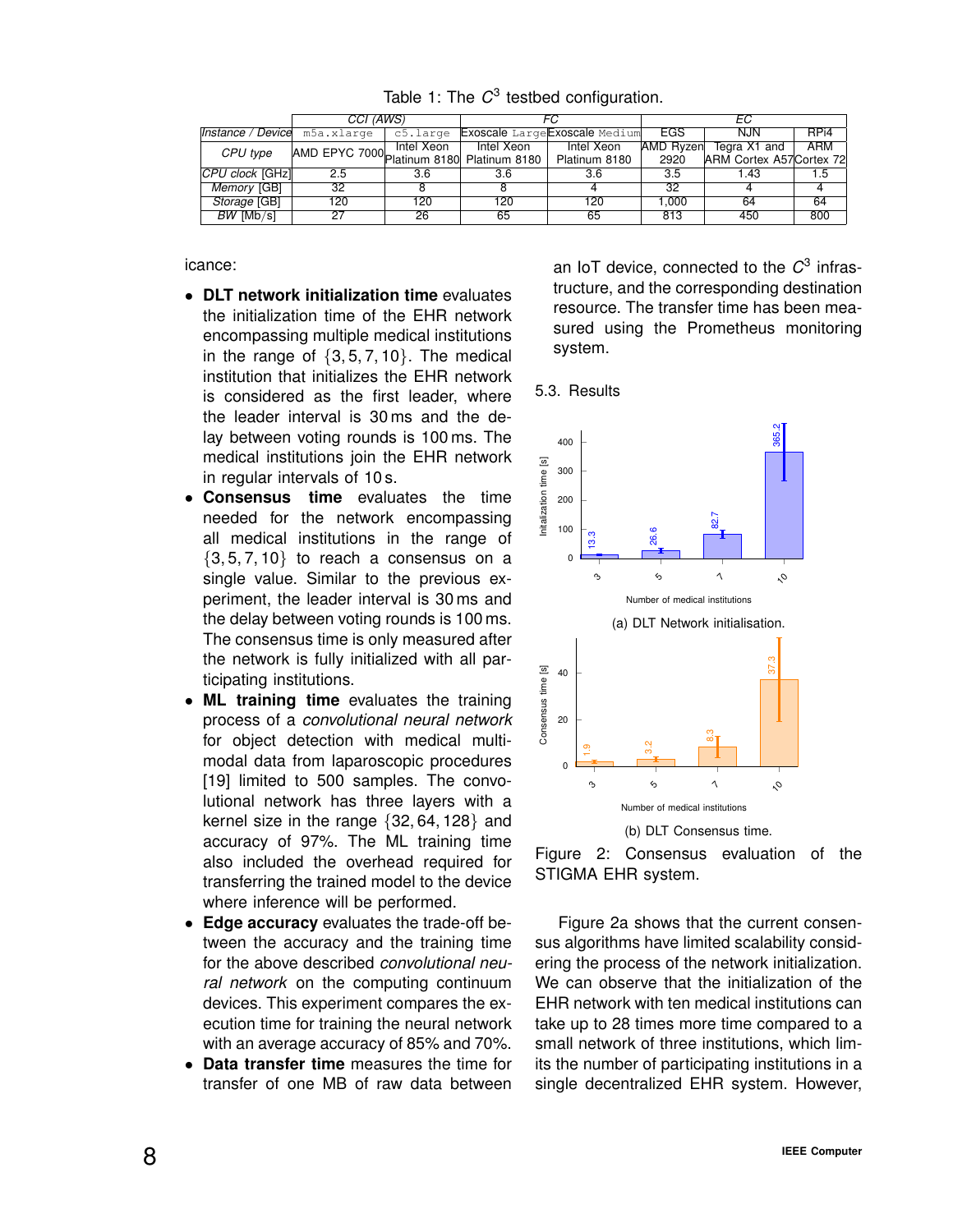Table 1: The $C^3$ testbed configuration.

| | CCI (AWS) | | FC | | EC | | |
|---|---|---|---|---|---|---|---|
| *Instance / Device* | m5a.xlarge | c5.large | Exoscale Large | Exoscale Medium | EGS | NJN | RPi4 |
| *CPU type* | AMD EPYC 7000 | Intel Xeon Platinum 8180 | Intel Xeon Platinum 8180 | Intel Xeon Platinum 8180 | AMD Ryzen 2920 | Tegra X1 and ARM Cortex A57 | ARM Cortex 72 |
| *CPU clock* [GHz] | 2.5 | 3.6 | 3.6 | 3.6 | 3.5 | 1.43 | 1.5 |
| *Memory* [GB] | 32 | 8 | 8 | 4 | 32 | 4 | 4 |
| *Storage* [GB] | 120 | 120 | 120 | 120 | 1,000 | 64 | 64 |
| *BW* [Mb/s] | 27 | 26 | 65 | 65 | 813 | 450 | 800 |

icance:

- **DLT network initialization time** evaluates the initialization time of the EHR network encompassing multiple medical institutions in the range of $\{3, 5, 7, 10\}$. The medical institution that initializes the EHR network is considered as the first leader, where the leader interval is 30 ms and the delay between voting rounds is 100 ms. The medical institutions join the EHR network in regular intervals of 10 s.
- **Consensus time** evaluates the time needed for the network encompassing all medical institutions in the range of $\{3, 5, 7, 10\}$ to reach a consensus on a single value. Similar to the previous experiment, the leader interval is 30 ms and the delay between voting rounds is 100 ms. The consensus time is only measured after the network is fully initialized with all participating institutions.
- **ML training time** evaluates the training process of a *convolutional neural network* for object detection with medical multimodal data from laparoscopic procedures [19] limited to 500 samples. The convolutional network has three layers with a kernel size in the range $\{32, 64, 128\}$ and accuracy of 97%. The ML training time also included the overhead required for transferring the trained model to the device where inference will be performed.
- **Edge accuracy** evaluates the trade-off between the accuracy and the training time for the above described *convolutional neural network* on the computing continuum devices. This experiment compares the execution time for training the neural network with an average accuracy of 85% and 70%.
- **Data transfer time** measures the time for transfer of one MB of raw data between an IoT device, connected to the $C^3$ infrastructure, and the corresponding destination resource. The transfer time has been measured using the Prometheus monitoring system.

### 5.3. Results

(a) DLT Network initialisation.

(b) DLT Consensus time.

Figure 2: Consensus evaluation of the STIGMA EHR system.

Figure 2a shows that the current consensus algorithms have limited scalability considering the process of the network initialization. We can observe that the initialization of the EHR network with ten medical institutions can take up to 28 times more time compared to a small network of three institutions, which limits the number of participating institutions in a single decentralized EHR system. However,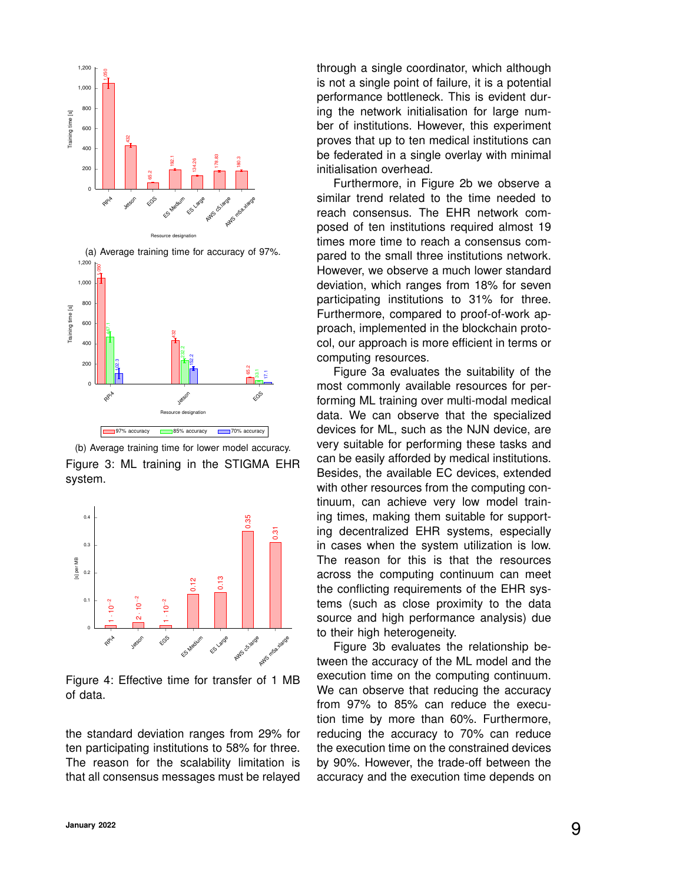(a) Average training time for accuracy of 97%.

(b) Average training time for lower model accuracy.

Figure 3: ML training in the STIGMA EHR system.

Figure 4: Effective time for transfer of 1 MB of data.

the standard deviation ranges from 29% for ten participating institutions to 58% for three. The reason for the scalability limitation is that all consensus messages must be relayed through a single coordinator, which although is not a single point of failure, it is a potential performance bottleneck. This is evident during the network initialisation for large number of institutions. However, this experiment proves that up to ten medical institutions can be federated in a single overlay with minimal initialisation overhead.

Furthermore, in Figure 2b we observe a similar trend related to the time needed to reach consensus. The EHR network composed of ten institutions required almost 19 times more time to reach a consensus compared to the small three institutions network. However, we observe a much lower standard deviation, which ranges from 18% for seven participating institutions to 31% for three. Furthermore, compared to proof-of-work approach, implemented in the blockchain protocol, our approach is more efficient in terms or computing resources.

Figure 3a evaluates the suitability of the most commonly available resources for performing ML training over multi-modal medical data. We can observe that the specialized devices for ML, such as the NJN device, are very suitable for performing these tasks and can be easily afforded by medical institutions. Besides, the available EC devices, extended with other resources from the computing continuum, can achieve very low model training times, making them suitable for supporting decentralized EHR systems, especially in cases when the system utilization is low. The reason for this is that the resources across the computing continuum can meet the conflicting requirements of the EHR systems (such as close proximity to the data source and high performance analysis) due to their high heterogeneity.

Figure 3b evaluates the relationship between the accuracy of the ML model and the execution time on the computing continuum. We can observe that reducing the accuracy from 97% to 85% can reduce the execution time by more than 60%. Furthermore, reducing the accuracy to 70% can reduce the execution time on the constrained devices by 90%. However, the trade-off between the accuracy and the execution time depends on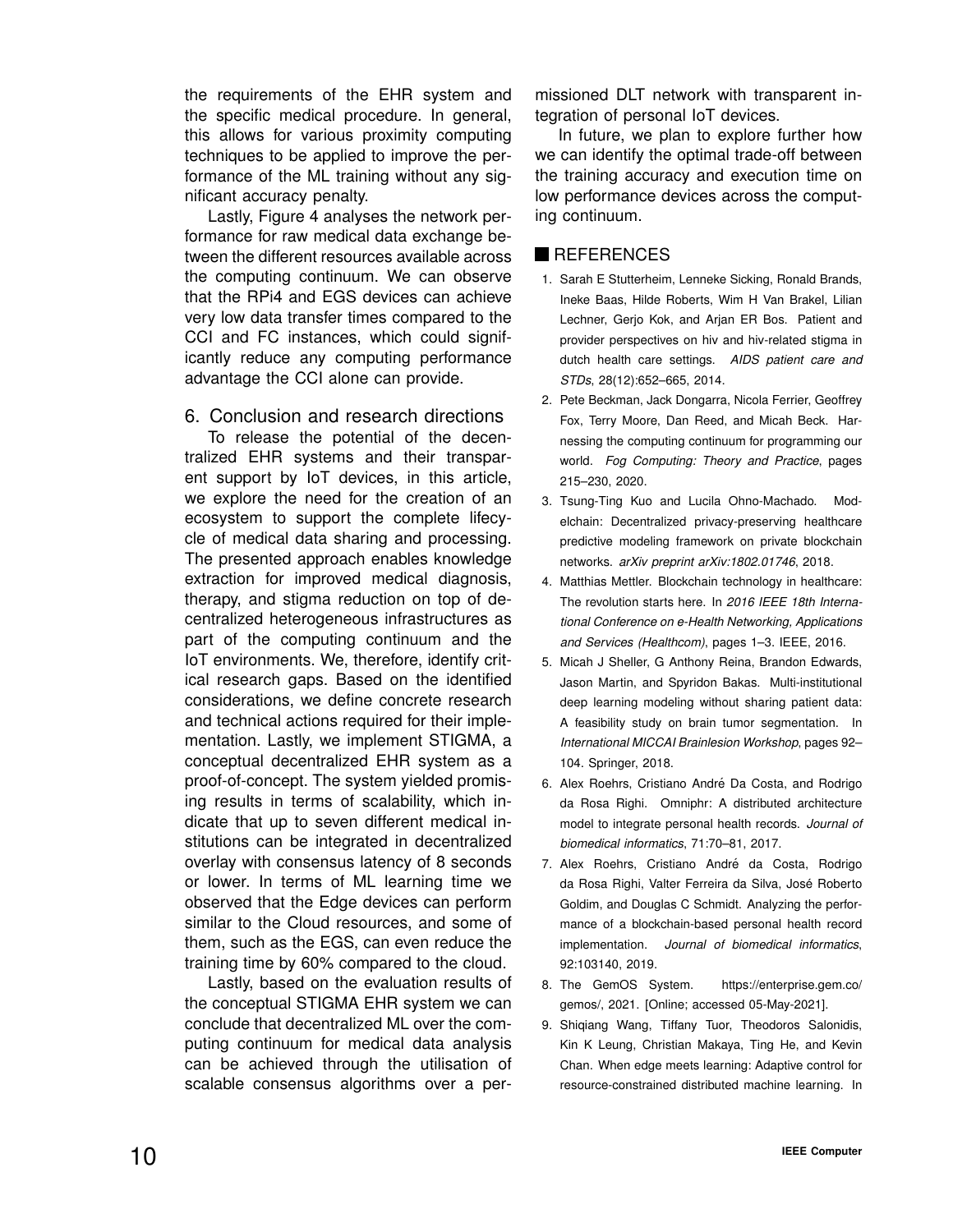the requirements of the EHR system and the specific medical procedure. In general, this allows for various proximity computing techniques to be applied to improve the performance of the ML training without any significant accuracy penalty.

Lastly, Figure 4 analyses the network performance for raw medical data exchange between the different resources available across the computing continuum. We can observe that the RPi4 and EGS devices can achieve very low data transfer times compared to the CCI and FC instances, which could significantly reduce any computing performance advantage the CCI alone can provide.

## 6. Conclusion and research directions

To release the potential of the decentralized EHR systems and their transparent support by IoT devices, in this article, we explore the need for the creation of an ecosystem to support the complete lifecycle of medical data sharing and processing. The presented approach enables knowledge extraction for improved medical diagnosis, therapy, and stigma reduction on top of decentralized heterogeneous infrastructures as part of the computing continuum and the IoT environments. We, therefore, identify critical research gaps. Based on the identified considerations, we define concrete research and technical actions required for their implementation. Lastly, we implement STIGMA, a conceptual decentralized EHR system as a proof-of-concept. The system yielded promising results in terms of scalability, which indicate that up to seven different medical institutions can be integrated in decentralized overlay with consensus latency of 8 seconds or lower. In terms of ML learning time we observed that the Edge devices can perform similar to the Cloud resources, and some of them, such as the EGS, can even reduce the training time by 60% compared to the cloud.

Lastly, based on the evaluation results of the conceptual STIGMA EHR system we can conclude that decentralized ML over the computing continuum for medical data analysis can be achieved through the utilisation of scalable consensus algorithms over a permissioned DLT network with transparent integration of personal IoT devices.

In future, we plan to explore further how we can identify the optimal trade-off between the training accuracy and execution time on low performance devices across the computing continuum.

## REFERENCES

1. Sarah E Stutterheim, Lenneke Sicking, Ronald Brands, Ineke Baas, Hilde Roberts, Wim H Van Brakel, Lilian Lechner, Gerjo Kok, and Arjan ER Bos. Patient and provider perspectives on hiv and hiv-related stigma in dutch health care settings. *AIDS patient care and STDs*, 28(12):652–665, 2014.
2. Pete Beckman, Jack Dongarra, Nicola Ferrier, Geoffrey Fox, Terry Moore, Dan Reed, and Micah Beck. Harnessing the computing continuum for programming our world. *Fog Computing: Theory and Practice*, pages 215–230, 2020.
3. Tsung-Ting Kuo and Lucila Ohno-Machado. Modelchain: Decentralized privacy-preserving healthcare predictive modeling framework on private blockchain networks. *arXiv preprint arXiv:1802.01746*, 2018.
4. Matthias Mettler. Blockchain technology in healthcare: The revolution starts here. In *2016 IEEE 18th International Conference on e-Health Networking, Applications and Services (Healthcom)*, pages 1–3. IEEE, 2016.
5. Micah J Sheller, G Anthony Reina, Brandon Edwards, Jason Martin, and Spyridon Bakas. Multi-institutional deep learning modeling without sharing patient data: A feasibility study on brain tumor segmentation. In *International MICCAI Brainlesion Workshop*, pages 92–104. Springer, 2018.
6. Alex Roehrs, Cristiano André Da Costa, and Rodrigo da Rosa Righi. Omniphr: A distributed architecture model to integrate personal health records. *Journal of biomedical informatics*, 71:70–81, 2017.
7. Alex Roehrs, Cristiano André da Costa, Rodrigo da Rosa Righi, Valter Ferreira da Silva, José Roberto Goldim, and Douglas C Schmidt. Analyzing the performance of a blockchain-based personal health record implementation. *Journal of biomedical informatics*, 92:103140, 2019.
8. The GemOS System. https://enterprise.gem.co/gemos/, 2021. [Online; accessed 05-May-2021].
9. Shiqiang Wang, Tiffany Tuor, Theodoros Salonidis, Kin K Leung, Christian Makaya, Ting He, and Kevin Chan. When edge meets learning: Adaptive control for resource-constrained distributed machine learning. In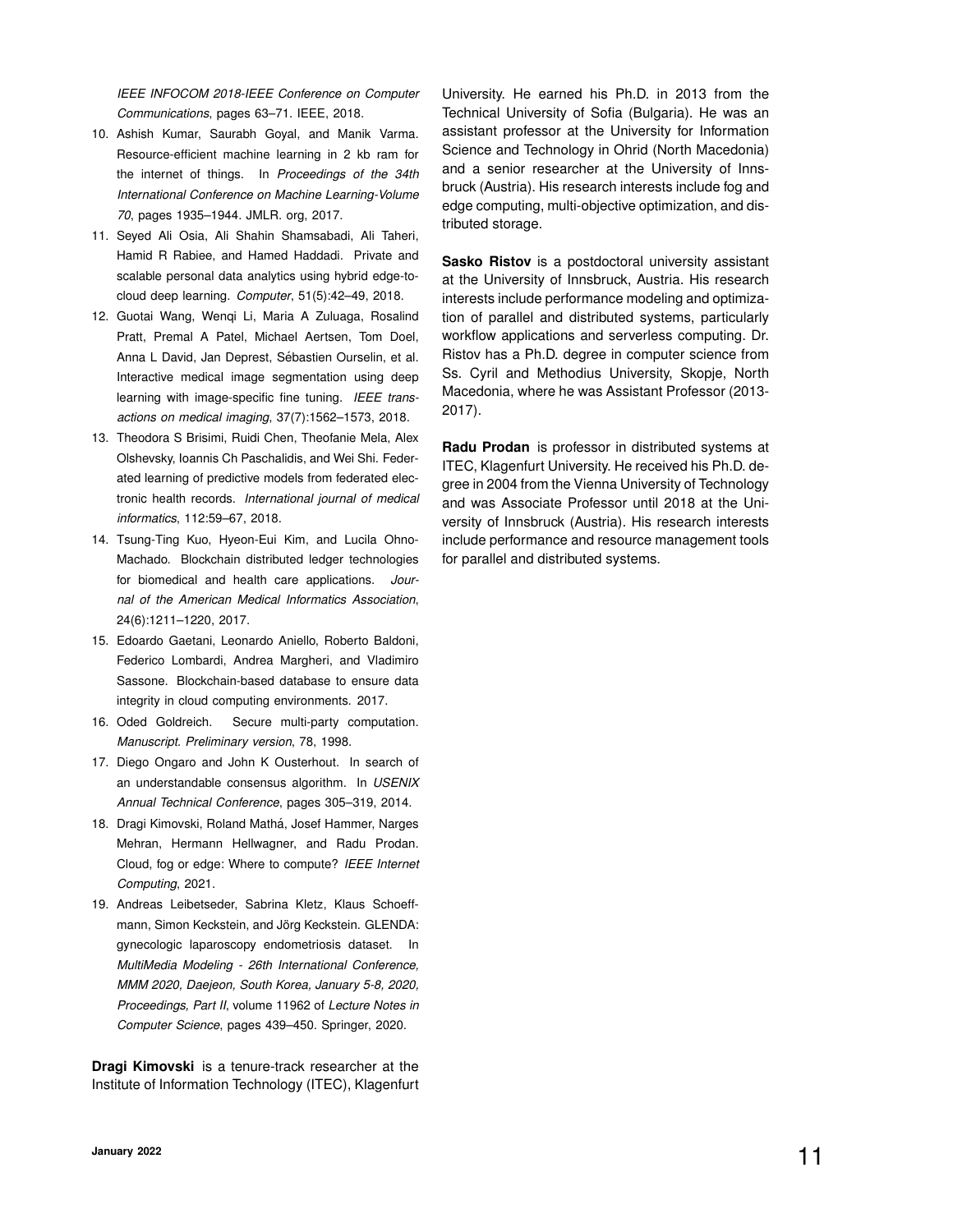*IEEE INFOCOM 2018-IEEE Conference on Computer Communications*, pages 63–71. IEEE, 2018.

10. Ashish Kumar, Saurabh Goyal, and Manik Varma. Resource-efficient machine learning in 2 kb ram for the internet of things. In *Proceedings of the 34th International Conference on Machine Learning-Volume 70*, pages 1935–1944. JMLR. org, 2017.
11. Seyed Ali Osia, Ali Shahin Shamsabadi, Ali Taheri, Hamid R Rabiee, and Hamed Haddadi. Private and scalable personal data analytics using hybrid edge-to-cloud deep learning. *Computer*, 51(5):42–49, 2018.
12. Guotai Wang, Wenqi Li, Maria A Zuluaga, Rosalind Pratt, Premal A Patel, Michael Aertsen, Tom Doel, Anna L David, Jan Deprest, Sébastien Ourselin, et al. Interactive medical image segmentation using deep learning with image-specific fine tuning. *IEEE transactions on medical imaging*, 37(7):1562–1573, 2018.
13. Theodora S Brisimi, Ruidi Chen, Theofanie Mela, Alex Olshevsky, Ioannis Ch Paschalidis, and Wei Shi. Federated learning of predictive models from federated electronic health records. *International journal of medical informatics*, 112:59–67, 2018.
14. Tsung-Ting Kuo, Hyeon-Eui Kim, and Lucila Ohno-Machado. Blockchain distributed ledger technologies for biomedical and health care applications. *Journal of the American Medical Informatics Association*, 24(6):1211–1220, 2017.
15. Edoardo Gaetani, Leonardo Aniello, Roberto Baldoni, Federico Lombardi, Andrea Margheri, and Vladimiro Sassone. Blockchain-based database to ensure data integrity in cloud computing environments. 2017.
16. Oded Goldreich. Secure multi-party computation. *Manuscript. Preliminary version*, 78, 1998.
17. Diego Ongaro and John K Ousterhout. In search of an understandable consensus algorithm. In *USENIX Annual Technical Conference*, pages 305–319, 2014.
18. Dragi Kimovski, Roland Mathá, Josef Hammer, Narges Mehran, Hermann Hellwagner, and Radu Prodan. Cloud, fog or edge: Where to compute? *IEEE Internet Computing*, 2021.
19. Andreas Leibetseder, Sabrina Kletz, Klaus Schoeffmann, Simon Keckstein, and Jörg Keckstein. GLENDA: gynecologic laparoscopy endometriosis dataset. In *MultiMedia Modeling - 26th International Conference, MMM 2020, Daejeon, South Korea, January 5-8, 2020, Proceedings, Part II*, volume 11962 of *Lecture Notes in Computer Science*, pages 439–450. Springer, 2020.

**Dragi Kimovski** is a tenure-track researcher at the Institute of Information Technology (ITEC), Klagenfurt University. He earned his Ph.D. in 2013 from the Technical University of Sofia (Bulgaria). He was an assistant professor at the University for Information Science and Technology in Ohrid (North Macedonia) and a senior researcher at the University of Innsbruck (Austria). His research interests include fog and edge computing, multi-objective optimization, and distributed storage.

**Sasko Ristov** is a postdoctoral university assistant at the University of Innsbruck, Austria. His research interests include performance modeling and optimization of parallel and distributed systems, particularly workflow applications and serverless computing. Dr. Ristov has a Ph.D. degree in computer science from Ss. Cyril and Methodius University, Skopje, North Macedonia, where he was Assistant Professor (2013-2017).

**Radu Prodan** is professor in distributed systems at ITEC, Klagenfurt University. He received his Ph.D. degree in 2004 from the Vienna University of Technology and was Associate Professor until 2018 at the University of Innsbruck (Austria). His research interests include performance and resource management tools for parallel and distributed systems.